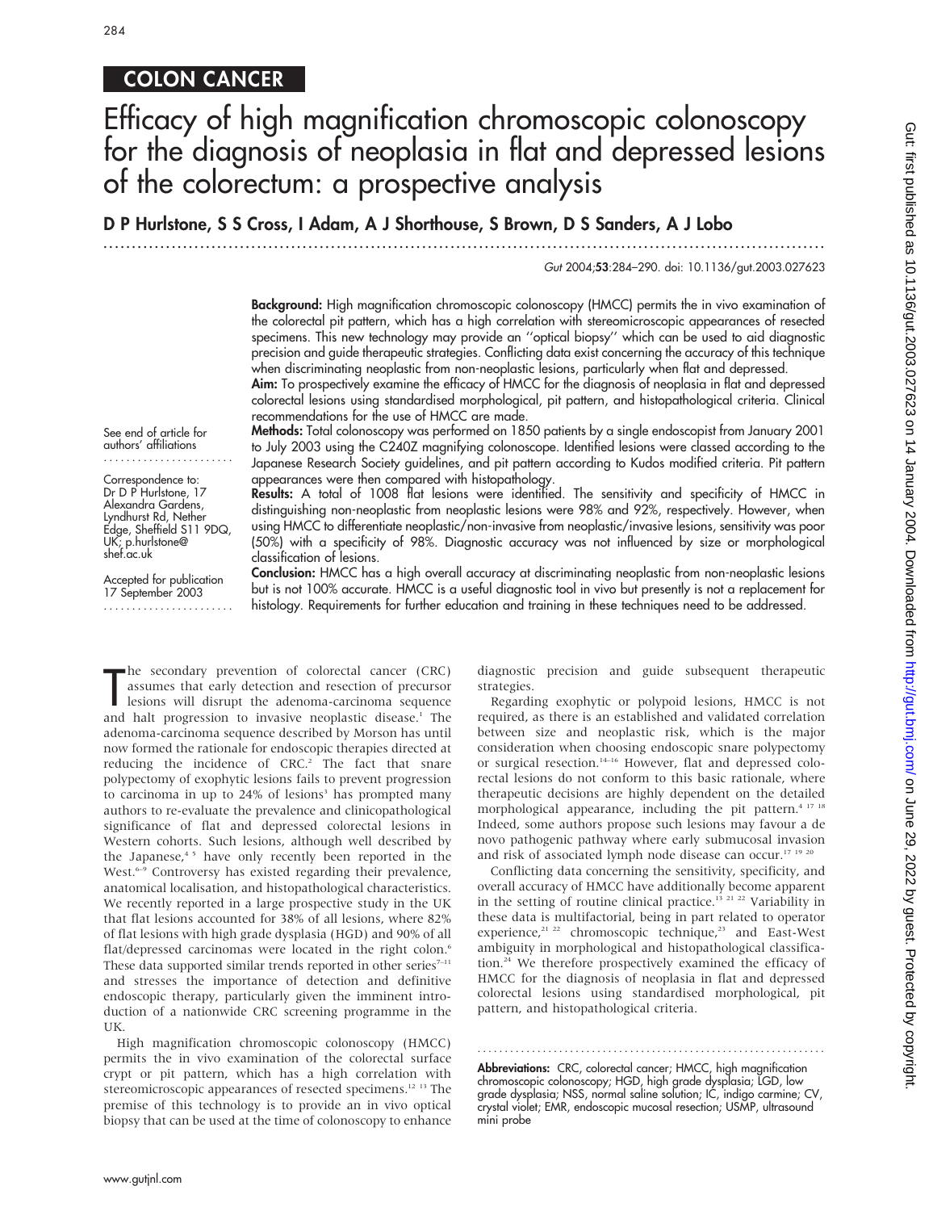## COLON CANCER

# Efficacy of high magnification chromoscopic colonoscopy for the diagnosis of neoplasia in flat and depressed lesions of the colorectum: a prospective analysis

**D P Hurlstone, S S Cross, I Adam, A J Shorthouse, S Brown, D S Sanders, A J Lobo**

See end of article for authors' affiliations

Correspondence to: Dr D P Hurlstone, 17 Alexandra Gardens, Lyndhurst Rd, Nether Edge, Sheffield S11 9DQ, UK; p.hurlstone@shef.ac.uk

Accepted for publication 17 September 2003

**Background:** High magnification chromoscopic colonoscopy (HMCC) permits the in vivo examination of the colorectal pit pattern, which has a high correlation with stereomicroscopic appearances of resected specimens. This new technology may provide an "optical biopsy" which can be used to aid diagnostic precision and guide therapeutic strategies. Conflicting data exist concerning the accuracy of this technique when discriminating neoplastic from non-neoplastic lesions, particularly when flat and depressed.

**Aim:** To prospectively examine the efficacy of HMCC for the diagnosis of neoplasia in flat and depressed colorectal lesions using standardised morphological, pit pattern, and histopathological criteria. Clinical recommendations for the use of HMCC are made.

**Methods:** Total colonoscopy was performed on 1850 patients by a single endoscopist from January 2001 to July 2003 using the C240Z magnifying colonoscope. Identified lesions were classed according to the Japanese Research Society guidelines, and pit pattern according to Kudos modified criteria. Pit pattern appearances were then compared with histopathology.

**Results:** A total of 1008 flat lesions were identified. The sensitivity and specificity of HMCC in distinguishing non-neoplastic from neoplastic lesions were 98% and 92%, respectively. However, when using HMCC to differentiate neoplastic/non-invasive from neoplastic/invasive lesions, sensitivity was poor (50%) with a specificity of 98%. Diagnostic accuracy was not influenced by size or morphological classification of lesions.

**Conclusion:** HMCC has a high overall accuracy at discriminating neoplastic from non-neoplastic lesions but is not 100% accurate. HMCC is a useful diagnostic tool in vivo but presently is not a replacement for histology. Requirements for further education and training in these techniques need to be addressed.

The secondary prevention of colorectal cancer (CRC) assumes that early detection and resection of precursor lesions will disrupt the adenoma-carcinoma sequence and halt progression to invasive neoplastic disease.[1] The adenoma-carcinoma sequence described by Morson has until now formed the rationale for endoscopic therapies directed at reducing the incidence of CRC.[2] The fact that snare polypectomy of exophytic lesions fails to prevent progression to carcinoma in up to 24% of lesions[3] has prompted many authors to re-evaluate the prevalence and clinicopathological significance of flat and depressed colorectal lesions in Western cohorts. Such lesions, although well described by the Japanese,[4 5] have only recently been reported in the West.[6–9] Controversy has existed regarding their prevalence, anatomical localisation, and histopathological characteristics. We recently reported in a large prospective study in the UK that flat lesions accounted for 38% of all lesions, where 82% of flat lesions with high grade dysplasia (HGD) and 90% of all flat/depressed carcinomas were located in the right colon.[6] These data supported similar trends reported in other series[7–11] and stresses the importance of detection and definitive endoscopic therapy, particularly given the imminent introduction of a nationwide CRC screening programme in the UK.

High magnification chromoscopic colonoscopy (HMCC) permits the in vivo examination of the colorectal surface crypt or pit pattern, which has a high correlation with stereomicroscopic appearances of resected specimens.[12 13] The premise of this technology is to provide an in vivo optical biopsy that can be used at the time of colonoscopy to enhance diagnostic precision and guide subsequent therapeutic strategies.

Regarding exophytic or polypoid lesions, HMCC is not required, as there is an established and validated correlation between size and neoplastic risk, which is the major consideration when choosing endoscopic snare polypectomy or surgical resection.[14–16] However, flat and depressed colorectal lesions do not conform to this basic rationale, where therapeutic decisions are highly dependent on the detailed morphological appearance, including the pit pattern.[4 17 18] Indeed, some authors propose such lesions may favour a de novo pathogenic pathway where early submucosal invasion and risk of associated lymph node disease can occur.[17 19 20]

Conflicting data concerning the sensitivity, specificity, and overall accuracy of HMCC have additionally become apparent in the setting of routine clinical practice.[13 21 22] Variability in these data is multifactorial, being in part related to operator experience,[21 22] chromoscopic technique,[23] and East-West ambiguity in morphological and histopathological classification.[24] We therefore prospectively examined the efficacy of HMCC for the diagnosis of neoplasia in flat and depressed colorectal lesions using standardised morphological, pit pattern, and histopathological criteria.

**Abbreviations:** CRC, colorectal cancer; HMCC, high magnification chromoscopic colonoscopy; HGD, high grade dysplasia; LGD, low grade dysplasia; NSS, normal saline solution; IC, indigo carmine; CV, crystal violet; EMR, endoscopic mucosal resection; USMP, ultrasound mini probe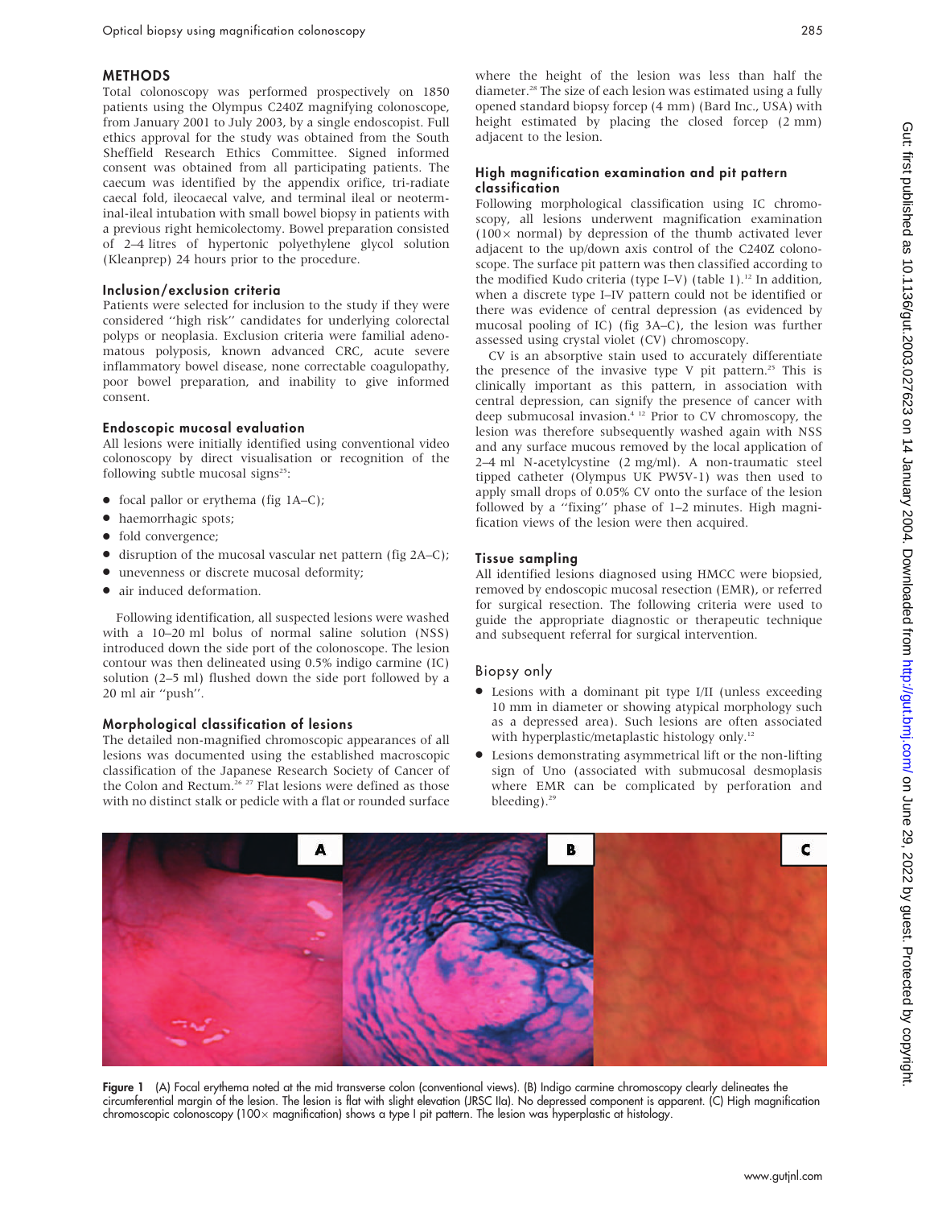## METHODS

Total colonoscopy was performed prospectively on 1850 patients using the Olympus C240Z magnifying colonoscope, from January 2001 to July 2003, by a single endoscopist. Full ethics approval for the study was obtained from the South Sheffield Research Ethics Committee. Signed informed consent was obtained from all participating patients. The caecum was identified by the appendix orifice, tri-radiate caecal fold, ileocaecal valve, and terminal ileal or neoterminal-ileal intubation with small bowel biopsy in patients with a previous right hemicolectomy. Bowel preparation consisted of 2–4 litres of hypertonic polyethylene glycol solution (Kleanprep) 24 hours prior to the procedure.

### Inclusion/exclusion criteria

Patients were selected for inclusion to the study if they were considered "high risk" candidates for underlying colorectal polyps or neoplasia. Exclusion criteria were familial adenomatous polyposis, known advanced CRC, acute severe inflammatory bowel disease, none correctable coagulopathy, poor bowel preparation, and inability to give informed consent.

### Endoscopic mucosal evaluation

All lesions were initially identified using conventional video colonoscopy by direct visualisation or recognition of the following subtle mucosal signs[25]:

- focal pallor or erythema (fig 1A–C);
- haemorrhagic spots;
- fold convergence;
- disruption of the mucosal vascular net pattern (fig 2A–C);
- unevenness or discrete mucosal deformity;
- air induced deformation.

Following identification, all suspected lesions were washed with a 10–20 ml bolus of normal saline solution (NSS) introduced down the side port of the colonoscope. The lesion contour was then delineated using 0.5% indigo carmine (IC) solution (2–5 ml) flushed down the side port followed by a 20 ml air "push".

### Morphological classification of lesions

The detailed non-magnified chromoscopic appearances of all lesions was documented using the established macroscopic classification of the Japanese Research Society of Cancer of the Colon and Rectum.[26 27] Flat lesions were defined as those with no distinct stalk or pedicle with a flat or rounded surface where the height of the lesion was less than half the diameter.[28] The size of each lesion was estimated using a fully opened standard biopsy forcep (4 mm) (Bard Inc., USA) with height estimated by placing the closed forcep (2 mm) adjacent to the lesion.

### High magnification examination and pit pattern classification

Following morphological classification using IC chromoscopy, all lesions underwent magnification examination (100× normal) by depression of the thumb activated lever adjacent to the up/down axis control of the C240Z colonoscope. The surface pit pattern was then classified according to the modified Kudo criteria (type I–V) (table 1).[12] In addition, when a discrete type I–IV pattern could not be identified or there was evidence of central depression (as evidenced by mucosal pooling of IC) (fig 3A–C), the lesion was further assessed using crystal violet (CV) chromoscopy.

CV is an absorptive stain used to accurately differentiate the presence of the invasive type V pit pattern.[25] This is clinically important as this pattern, in association with central depression, can signify the presence of cancer with deep submucosal invasion.[4 12] Prior to CV chromoscopy, the lesion was therefore subsequently washed again with NSS and any surface mucous removed by the local application of 2–4 ml N-acetylcystine (2 mg/ml). A non-traumatic steel tipped catheter (Olympus UK PW5V-1) was then used to apply small drops of 0.05% CV onto the surface of the lesion followed by a "fixing" phase of 1–2 minutes. High magnification views of the lesion were then acquired.

### Tissue sampling

All identified lesions diagnosed using HMCC were biopsied, removed by endoscopic mucosal resection (EMR), or referred for surgical resection. The following criteria were used to guide the appropriate diagnostic or therapeutic technique and subsequent referral for surgical intervention.

#### Biopsy only

- Lesions with a dominant pit type I/II (unless exceeding 10 mm in diameter or showing atypical morphology such as a depressed area). Such lesions are often associated with hyperplastic/metaplastic histology only.[12]
- Lesions demonstrating asymmetrical lift or the non-lifting sign of Uno (associated with submucosal desmoplasis where EMR can be complicated by perforation and bleeding).[29]

**Figure 1** (A) Focal erythema noted at the mid transverse colon (conventional views). (B) Indigo carmine chromoscopy clearly delineates the circumferential margin of the lesion. The lesion is flat with slight elevation (JRSC IIa). No depressed component is apparent. (C) High magnification chromoscopic colonoscopy (100× magnification) shows a type I pit pattern. The lesion was hyperplastic at histology.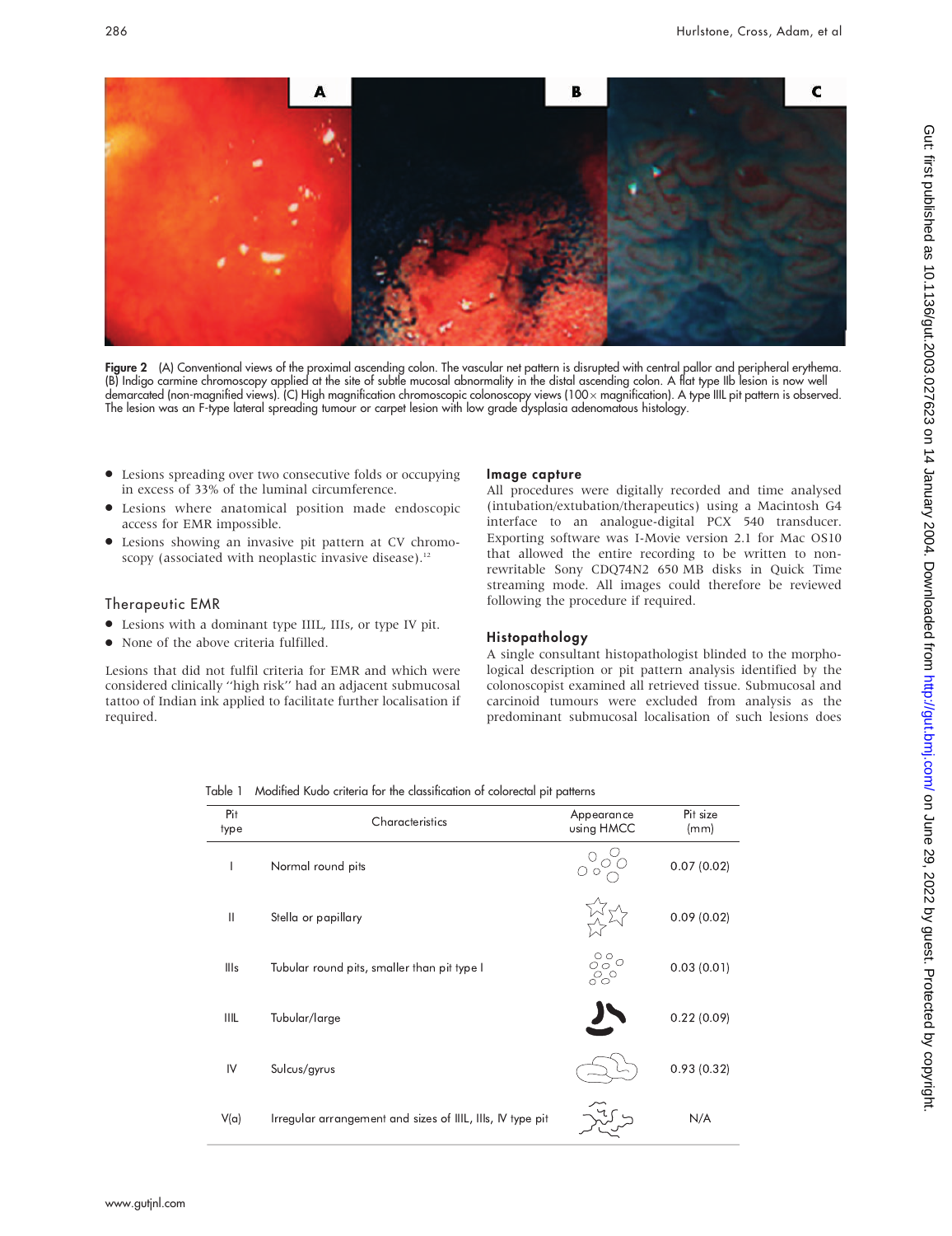Figure 2 (A) Conventional views of the proximal ascending colon. The vascular net pattern is disrupted with central pallor and peripheral erythema. (B) Indigo carmine chromoscopy applied at the site of subtle mucosal abnormality in the distal ascending colon. A flat type IIb lesion is now well demarcated (non-magnified views). (C) High magnification chromoscopic colonoscopy views (100× magnification). A type IIIL pit pattern is observed. The lesion was an F-type lateral spreading tumour or carpet lesion with low grade dysplasia adenomatous histology.

- Lesions spreading over two consecutive folds or occupying in excess of 33% of the luminal circumference.
- Lesions where anatomical position made endoscopic access for EMR impossible.
- Lesions showing an invasive pit pattern at CV chromoscopy (associated with neoplastic invasive disease).[12]

## Therapeutic EMR

- Lesions with a dominant type IIIL, IIIs, or type IV pit.
- None of the above criteria fulfilled.

Lesions that did not fulfil criteria for EMR and which were considered clinically "high risk" had an adjacent submucosal tattoo of Indian ink applied to facilitate further localisation if required.

## Image capture

All procedures were digitally recorded and time analysed (intubation/extubation/therapeutics) using a Macintosh G4 interface to an analogue-digital PCX 540 transducer. Exporting software was I-Movie version 2.1 for Mac OS10 that allowed the entire recording to be written to non-rewritable Sony CDQ74N2 650 MB disks in Quick Time streaming mode. All images could therefore be reviewed following the procedure if required.

## Histopathology

A single consultant histopathologist blinded to the morphological description or pit pattern analysis identified by the colonoscopist examined all retrieved tissue. Submucosal and carcinoid tumours were excluded from analysis as the predominant submucosal localisation of such lesions does

Table 1 Modified Kudo criteria for the classification of colorectal pit patterns

| Pit type | Characteristics | Appearance using HMCC | Pit size (mm) |
|---|---|---|---|
| I | Normal round pits | | 0.07 (0.02) |
| II | Stella or papillary | | 0.09 (0.02) |
| IIIs | Tubular round pits, smaller than pit type I | | 0.03 (0.01) |
| IIIL | Tubular/large | | 0.22 (0.09) |
| IV | Sulcus/gyrus | | 0.93 (0.32) |
| V(a) | Irregular arrangement and sizes of IIIL, IIIs, IV type pit | | N/A |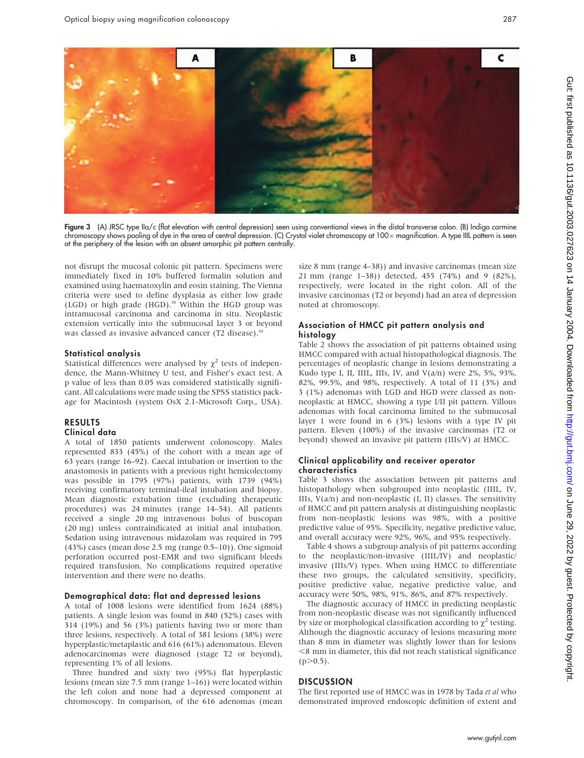Figure 3 (A) JRSC type IIa/c (flat elevation with central depression) seen using conventional views in the distal transverse colon. (B) Indigo carmine chromoscopy shows pooling of dye in the area of central depression. (C) Crystal violet chromoscopy at 100× magnification. A type IIIL pattern is seen at the periphery of the lesion with an absent amorphic pit pattern centrally.

not disrupt the mucosal colonic pit pattern. Specimens were immediately fixed in 10% buffered formalin solution and examined using haematoxylin and eosin staining. The Vienna criteria were used to define dysplasia as either low grade (LGD) or high grade (HGD).[30] Within the HGD group was intramucosal carcinoma and carcinoma in situ. Neoplastic extension vertically into the submucosal layer 3 or beyond was classed as invasive advanced cancer (T2 disease).[30]

### Statistical analysis

Statistical differences were analysed by $\chi^2$ tests of independence, the Mann-Whitney U test, and Fisher's exact test. A p value of less than 0.05 was considered statistically significant. All calculations were made using the SPSS statistics package for Macintosh (system OsX 2.1-Microsoft Corp., USA).

## RESULTS

### Clinical data

A total of 1850 patients underwent colonoscopy. Males represented 833 (45%) of the cohort with a mean age of 63 years (range 16–92). Caecal intubation or insertion to the anastomosis in patients with a previous right hemicolectomy was possible in 1795 (97%) patients, with 1739 (94%) receiving confirmatory terminal-ileal intubation and biopsy. Mean diagnostic extubation time (excluding therapeutic procedures) was 24 minutes (range 14–54). All patients received a single 20 mg intravenous bolus of buscopan (20 mg) unless contraindicated at initial anal intubation. Sedation using intravenous midazolam was required in 795 (43%) cases (mean dose 2.5 mg (range 0.5–10)). One sigmoid perforation occurred post-EMR and two significant bleeds required transfusion. No complications required operative intervention and there were no deaths.

### Demographical data: flat and depressed lesions

A total of 1008 lesions were identified from 1624 (88%) patients. A single lesion was found in 840 (52%) cases with 314 (19%) and 56 (3%) patients having two or more than three lesions, respectively. A total of 381 lesions (38%) were hyperplastic/metaplastic and 616 (61%) adenomatous. Eleven adenocarcinomas were diagnosed (stage T2 or beyond), representing 1% of all lesions.

Three hundred and sixty two (95%) flat hyperplastic lesions (mean size 7.5 mm (range 1–16)) were located within the left colon and none had a depressed component at chromoscopy. In comparison, of the 616 adenomas (mean size 8 mm (range 4–38)) and invasive carcinomas (mean size 21 mm (range 1–38)) detected, 455 (74%) and 9 (82%), respectively, were located in the right colon. All of the invasive carcinomas (T2 or beyond) had an area of depression noted at chromoscopy.

### Association of HMCC pit pattern analysis and histology

Table 2 shows the association of pit patterns obtained using HMCC compared with actual histopathological diagnosis. The percentages of neoplastic change in lesions demonstrating a Kudo type I, II, IIIL, IIIs, IV, and V(a/n) were 2%, 5%, 93%, 82%, 99.5%, and 98%, respectively. A total of 11 (3%) and 3 (1%) adenomas with LGD and HGD were classed as non-neoplastic at HMCC, showing a type I/II pit pattern. Villous adenomas with focal carcinoma limited to the submucosal layer 1 were found in 6 (3%) lesions with a type IV pit pattern. Eleven (100%) of the invasive carcinomas (T2 or beyond) showed an invasive pit pattern (IIIs/V) at HMCC.

### Clinical applicability and receiver operator characteristics

Table 3 shows the association between pit patterns and histopathology when subgrouped into neoplastic (IIIL, IV, IIIs, V(a/n)) and non-neoplastic (I, II) classes. The sensitivity of HMCC and pit pattern analysis at distinguishing neoplastic from non-neoplastic lesions was 98%, with a positive predictive value of 95%. Specificity, negative predictive value, and overall accuracy were 92%, 96%, and 95% respectively.

Table 4 shows a subgroup analysis of pit patterns according to the neoplastic/non-invasive (IIIL/IV) and neoplastic/invasive (IIIs/V) types. When using HMCC to differentiate these two groups, the calculated sensitivity, specificity, positive predictive value, negative predictive value, and accuracy were 50%, 98%, 91%, 86%, and 87% respectively.

The diagnostic accuracy of HMCC in predicting neoplastic from non-neoplastic disease was not significantly influenced by size or morphological classification according to $\chi^2$ testing. Although the diagnostic accuracy of lesions measuring more than 8 mm in diameter was slightly lower than for lesions <8 mm in diameter, this did not reach statistical significance ($p>0.5$).

## DISCUSSION

The first reported use of HMCC was in 1978 by Tada *et al* who demonstrated improved endoscopic definition of extent and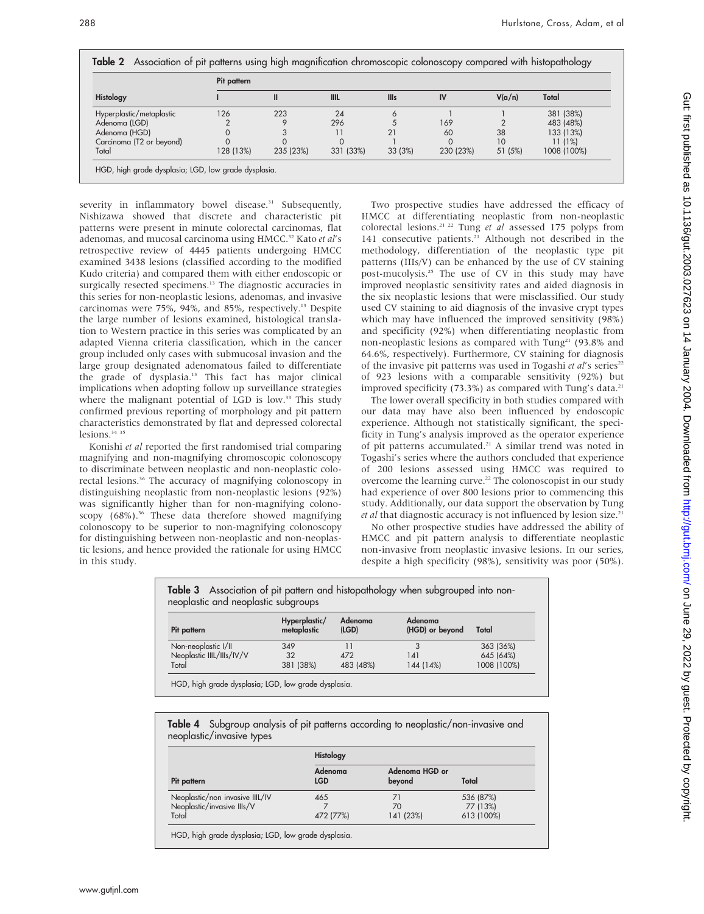**Table 2** Association of pit patterns using high magnification chromoscopic colonoscopy compared with histopathology

| Histology | Pit pattern I | II | IIIL | IIIs | IV | V(a/n) | Total |
|---|---|---|---|---|---|---|---|
| Hyperplastic/metaplastic | 126 | 223 | 24 | 6 | 1 | 1 | 381 (38%) |
| Adenoma (LGD) | 2 | 9 | 296 | 5 | 169 | 2 | 483 (48%) |
| Adenoma (HGD) | 0 | 3 | 11 | 21 | 60 | 38 | 133 (13%) |
| Carcinoma (T2 or beyond) | 0 | 0 | 0 | 1 | 0 | 10 | 11 (1%) |
| Total | 128 (13%) | 235 (23%) | 331 (33%) | 33 (3%) | 230 (23%) | 51 (5%) | 1008 (100%) |

HGD, high grade dysplasia; LGD, low grade dysplasia.

severity in inflammatory bowel disease.[31] Subsequently, Nishizawa showed that discrete and characteristic pit patterns were present in minute colorectal carcinomas, flat adenomas, and mucosal carcinoma using HMCC.[32] Kato *et al*'s retrospective review of 4445 patients undergoing HMCC examined 3438 lesions (classified according to the modified Kudo criteria) and compared them with either endoscopic or surgically resected specimens.[13] The diagnostic accuracies in this series for non-neoplastic lesions, adenomas, and invasive carcinomas were 75%, 94%, and 85%, respectively.[13] Despite the large number of lesions examined, histological translation to Western practice in this series was complicated by an adapted Vienna criteria classification, which in the cancer group included only cases with submucosal invasion and the large group designated adenomatous failed to differentiate the grade of dysplasia.[13] This fact has major clinical implications when adopting follow up surveillance strategies where the malignant potential of LGD is low.[33] This study confirmed previous reporting of morphology and pit pattern characteristics demonstrated by flat and depressed colorectal lesions.[34 35]

Konishi *et al* reported the first randomised trial comparing magnifying and non-magnifying chromoscopic colonoscopy to discriminate between neoplastic and non-neoplastic colorectal lesions.[36] The accuracy of magnifying colonoscopy in distinguishing neoplastic from non-neoplastic lesions (92%) was significantly higher than for non-magnifying colonoscopy (68%).[36] These data therefore showed magnifying colonoscopy to be superior to non-magnifying colonoscopy for distinguishing between non-neoplastic and non-neoplastic lesions, and hence provided the rationale for using HMCC in this study.

Two prospective studies have addressed the efficacy of HMCC at differentiating neoplastic from non-neoplastic colorectal lesions.[21 22] Tung *et al* assessed 175 polyps from 141 consecutive patients.[21] Although not described in the methodology, differentiation of the neoplastic type pit patterns (IIIs/V) can be enhanced by the use of CV staining post-mucolysis.[25] The use of CV in this study may have improved neoplastic sensitivity rates and aided diagnosis in the six neoplastic lesions that were misclassified. Our study used CV staining to aid diagnosis of the invasive crypt types which may have influenced the improved sensitivity (98%) and specificity (92%) when differentiating neoplastic from non-neoplastic lesions as compared with Tung[21] (93.8% and 64.6%, respectively). Furthermore, CV staining for diagnosis of the invasive pit patterns was used in Togashi *et al*'s series[22] of 923 lesions with a comparable sensitivity (92%) but improved specificity (73.3%) as compared with Tung's data.[21]

The lower overall specificity in both studies compared with our data may have also been influenced by endoscopic experience. Although not statistically significant, the specificity in Tung's analysis improved as the operator experience of pit patterns accumulated.[21] A similar trend was noted in Togashi's series where the authors concluded that experience of 200 lesions assessed using HMCC was required to overcome the learning curve.[22] The colonoscopist in our study had experience of over 800 lesions prior to commencing this study. Additionally, our data support the observation by Tung *et al* that diagnostic accuracy is not influenced by lesion size.[21]

No other prospective studies have addressed the ability of HMCC and pit pattern analysis to differentiate neoplastic non-invasive from neoplastic invasive lesions. In our series, despite a high specificity (98%), sensitivity was poor (50%).

**Table 3** Association of pit pattern and histopathology when subgrouped into non-neoplastic and neoplastic subgroups

| Pit pattern | Hyperplastic/metaplastic | Adenoma (LGD) | Adenoma (HGD) or beyond | Total |
|---|---|---|---|---|
| Non-neoplastic I/II | 349 | 11 | 3 | 363 (36%) |
| Neoplastic IIIL/IIIs/IV/V | 32 | 472 | 141 | 645 (64%) |
| Total | 381 (38%) | 483 (48%) | 144 (14%) | 1008 (100%) |

HGD, high grade dysplasia; LGD, low grade dysplasia.

**Table 4** Subgroup analysis of pit patterns according to neoplastic/non-invasive and neoplastic/invasive types

| Pit pattern | Histology: Adenoma LGD | Adenoma HGD or beyond | Total |
|---|---|---|---|
| Neoplastic/non invasive IIIL/IV | 465 | 71 | 536 (87%) |
| Neoplastic/invasive IIIs/V | 7 | 70 | 77 (13%) |
| Total | 472 (77%) | 141 (23%) | 613 (100%) |

HGD, high grade dysplasia; LGD, low grade dysplasia.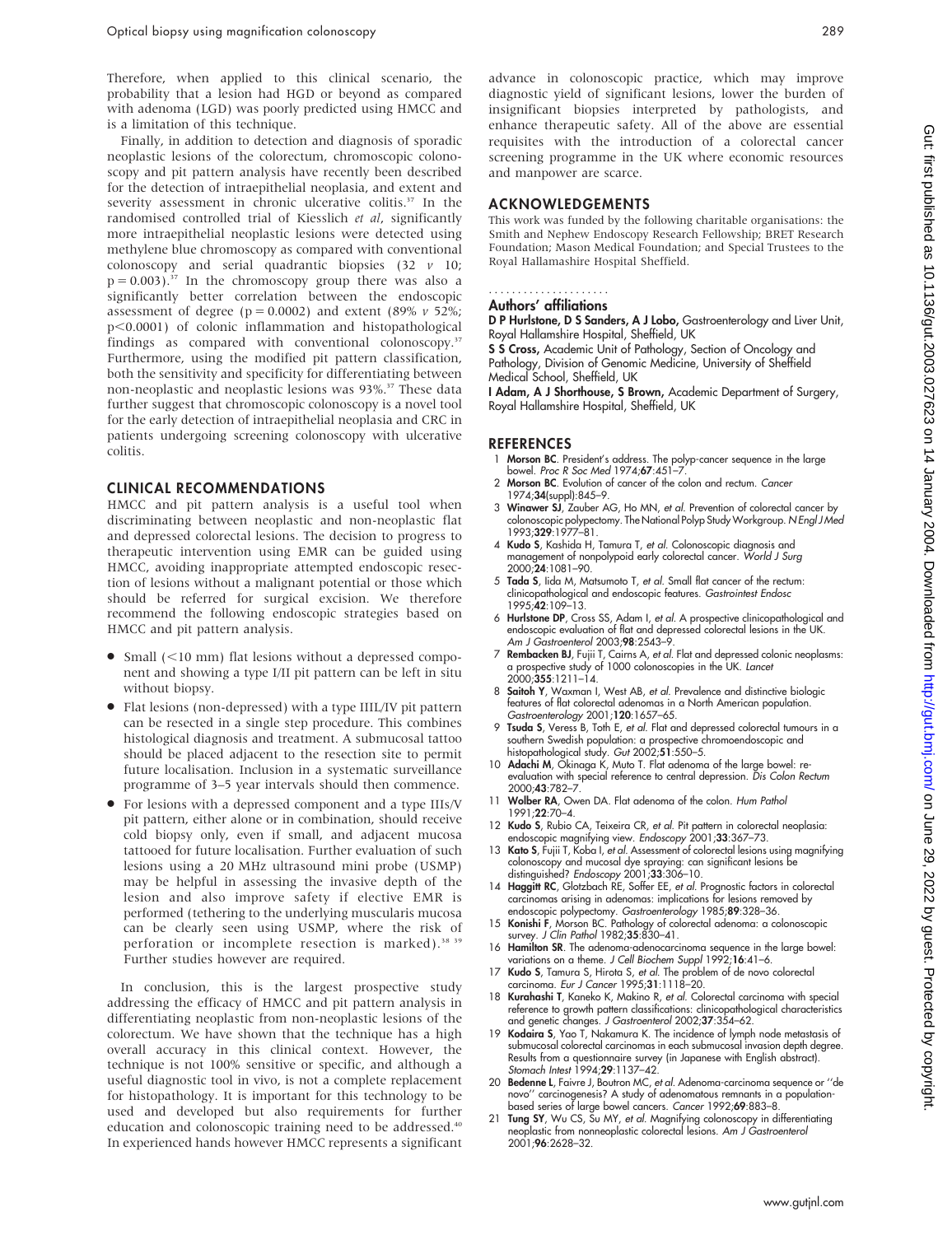Therefore, when applied to this clinical scenario, the probability that a lesion had HGD or beyond as compared with adenoma (LGD) was poorly predicted using HMCC and is a limitation of this technique.

Finally, in addition to detection and diagnosis of sporadic neoplastic lesions of the colorectum, chromoscopic colonoscopy and pit pattern analysis have recently been described for the detection of intraepithelial neoplasia, and extent and severity assessment in chronic ulcerative colitis.[37] In the randomised controlled trial of Kiesslich *et al*, significantly more intraepithelial neoplastic lesions were detected using methylene blue chromoscopy as compared with conventional colonoscopy and serial quadrantic biopsies (32 *v* 10; $p = 0.003$).[37] In the chromoscopy group there was also a significantly better correlation between the endoscopic assessment of degree ($p = 0.0002$) and extent (89% *v* 52%; $p<0.0001$) of colonic inflammation and histopathological findings as compared with conventional colonoscopy.[37] Furthermore, using the modified pit pattern classification, both the sensitivity and specificity for differentiating between non-neoplastic and neoplastic lesions was 93%.[37] These data further suggest that chromoscopic colonoscopy is a novel tool for the early detection of intraepithelial neoplasia and CRC in patients undergoing screening colonoscopy with ulcerative colitis.

## CLINICAL RECOMMENDATIONS

HMCC and pit pattern analysis is a useful tool when discriminating between neoplastic and non-neoplastic flat and depressed colorectal lesions. The decision to progress to therapeutic intervention using EMR can be guided using HMCC, avoiding inappropriate attempted endoscopic resection of lesions without a malignant potential or those which should be referred for surgical excision. We therefore recommend the following endoscopic strategies based on HMCC and pit pattern analysis.

- Small (<10 mm) flat lesions without a depressed component and showing a type I/II pit pattern can be left in situ without biopsy.
- Flat lesions (non-depressed) with a type IIIL/IV pit pattern can be resected in a single step procedure. This combines histological diagnosis and treatment. A submucosal tattoo should be placed adjacent to the resection site to permit future localisation. Inclusion in a systematic surveillance programme of 3–5 year intervals should then commence.
- For lesions with a depressed component and a type IIIs/V pit pattern, either alone or in combination, should receive cold biopsy only, even if small, and adjacent mucosa tattooed for future localisation. Further evaluation of such lesions using a 20 MHz ultrasound mini probe (USMP) may be helpful in assessing the invasive depth of the lesion and also improve safety if elective EMR is performed (tethering to the underlying muscularis mucosa can be clearly seen using USMP, where the risk of perforation or incomplete resection is marked).[38 39] Further studies however are required.

In conclusion, this is the largest prospective study addressing the efficacy of HMCC and pit pattern analysis in differentiating neoplastic from non-neoplastic lesions of the colorectum. We have shown that the technique has a high overall accuracy in this clinical context. However, the technique is not 100% sensitive or specific, and although a useful diagnostic tool in vivo, is not a complete replacement for histopathology. It is important for this technology to be used and developed but also requirements for further education and colonoscopic training need to be addressed.[40] In experienced hands however HMCC represents a significant advance in colonoscopic practice, which may improve diagnostic yield of significant lesions, lower the burden of insignificant biopsies interpreted by pathologists, and enhance therapeutic safety. All of the above are essential requisites with the introduction of a colorectal cancer screening programme in the UK where economic resources and manpower are scarce.

## ACKNOWLEDGEMENTS

This work was funded by the following charitable organisations: the Smith and Nephew Endoscopy Research Fellowship; BRET Research Foundation; Mason Medical Foundation; and Special Trustees to the Royal Hallamashire Hospital Sheffield.

### Authors' affiliations

**D P Hurlstone, D S Sanders, A J Lobo,** Gastroenterology and Liver Unit, Royal Hallamshire Hospital, Sheffield, UK

**S S Cross,** Academic Unit of Pathology, Section of Oncology and Pathology, Division of Genomic Medicine, University of Sheffield Medical School, Sheffield, UK

**I Adam, A J Shorthouse, S Brown,** Academic Department of Surgery, Royal Hallamshire Hospital, Sheffield, UK

## REFERENCES

1. **Morson BC**. President's address. The polyp-cancer sequence in the large bowel. *Proc R Soc Med* 1974;**67**:451–7.
2. **Morson BC**. Evolution of cancer of the colon and rectum. *Cancer* 1974;**34**(suppl):845–9.
3. **Winawer SJ**, Zauber AG, Ho MN, *et al*. Prevention of colorectal cancer by colonoscopic polypectomy. The National Polyp Study Workgroup. *N Engl J Med* 1993;**329**:1977–81.
4. **Kudo S**, Kashida H, Tamura T, *et al*. Colonoscopic diagnosis and management of nonpolypoid early colorectal cancer. *World J Surg* 2000;**24**:1081–90.
5. **Tada S**, Iida M, Matsumoto T, *et al*. Small flat cancer of the rectum: clinicopathological and endoscopic features. *Gastrointest Endosc* 1995;**42**:109–13.
6. **Hurlstone DP**, Cross SS, Adam I, *et al*. A prospective clinicopathological and endoscopic evaluation of flat and depressed colorectal lesions in the UK. *Am J Gastroenterol* 2003;**98**:2543–9.
7. **Rembacken BJ**, Fujii T, Cairns A, *et al*. Flat and depressed colonic neoplasms: a prospective study of 1000 colonoscopies in the UK. *Lancet* 2000;**355**:1211–14.
8. **Saitoh Y**, Waxman I, West AB, *et al*. Prevalence and distinctive biologic features of flat colorectal adenomas in a North American population. *Gastroenterology* 2001;**120**:1657–65.
9. **Tsuda S**, Veress B, Toth E, *et al*. Flat and depressed colorectal tumours in a southern Swedish population: a prospective chromoendoscopic and histopathological study. *Gut* 2002;**51**:550–5.
10. **Adachi M**, Okinaga K, Muto T. Flat adenoma of the large bowel: re-evaluation with special reference to central depression. *Dis Colon Rectum* 2000;**43**:782–7.
11. **Wolber RA**, Owen DA. Flat adenoma of the colon. *Hum Pathol* 1991;**22**:70–4.
12. **Kudo S**, Rubio CA, Teixeira CR, *et al*. Pit pattern in colorectal neoplasia: endoscopic magnifying view. *Endoscopy* 2001;**33**:367–73.
13. **Kato S**, Fujii T, Koba I, *et al*. Assessment of colorectal lesions using magnifying colonoscopy and mucosal dye spraying: can significant lesions be distinguished? *Endoscopy* 2001;**33**:306–10.
14. **Haggitt RC**, Glotzbach RE, Soffer EE, *et al*. Prognostic factors in colorectal carcinomas arising in adenomas: implications for lesions removed by endoscopic polypectomy. *Gastroenterology* 1985;**89**:328–36.
15. **Konishi F**, Morson BC. Pathology of colorectal adenoma: a colonoscopic survey. *J Clin Pathol* 1982;**35**:830–41.
16. **Hamilton SR**. The adenoma-adenocarcinoma sequence in the large bowel: variations on a theme. *J Cell Biochem Suppl* 1992;**16**:41–6.
17. **Kudo S**, Tamura S, Hirota S, *et al*. The problem of de novo colorectal carcinoma. *Eur J Cancer* 1995;**31**:1118–20.
18. **Kurahashi T**, Kaneko K, Makino R, *et al*. Colorectal carcinoma with special reference to growth pattern classifications: clinicopathological characteristics and genetic changes. *J Gastroenterol* 2002;**37**:354–62.
19. **Kodaira S**, Yao T, Nakamura K. The incidence of lymph node metastasis of submucosal colorectal carcinomas in each submucosal invasion depth degree. Results from a questionnaire survey (in Japanese with English abstract). *Stomach Intest* 1994;**29**:1137–42.
20. **Bedenne L**, Faivre J, Boutron MC, *et al*. Adenoma-carcinoma sequence or ''de novo'' carcinogenesis? A study of adenomatous remnants in a population-based series of large bowel cancers. *Cancer* 1992;**69**:883–8.
21. **Tung SY**, Wu CS, Su MY, *et al*. Magnifying colonoscopy in differentiating neoplastic from nonneoplastic colorectal lesions. *Am J Gastroenterol* 2001;**96**:2628–32.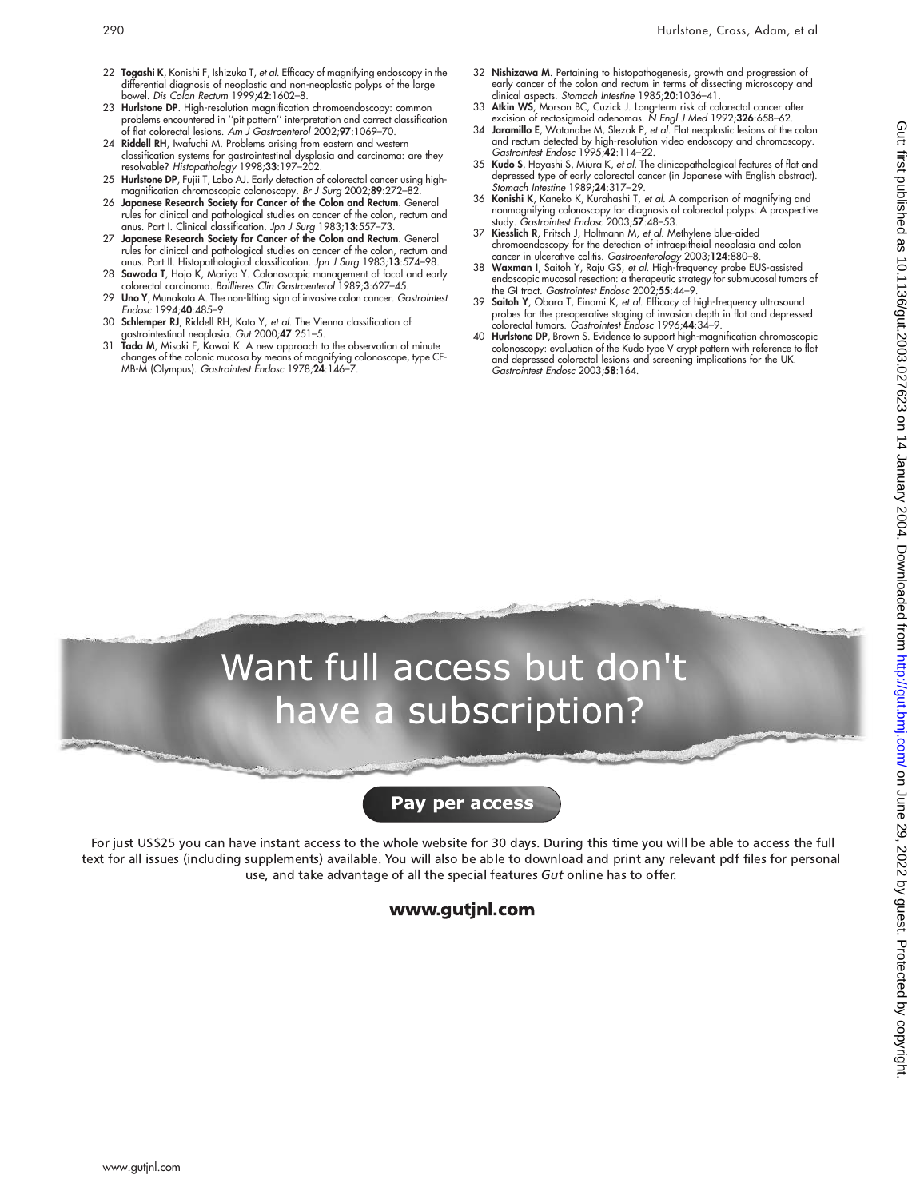22 **Togashi K**, Konishi F, Ishizuka T, *et al*. Efficacy of magnifying endoscopy in the differential diagnosis of neoplastic and non-neoplastic polyps of the large bowel. *Dis Colon Rectum* 1999;**42**:1602–8.

23 **Hurlstone DP**. High-resolution magnification chromoendoscopy: common problems encountered in ''pit pattern'' interpretation and correct classification of flat colorectal lesions. *Am J Gastroenterol* 2002;**97**:1069–70.

24 **Riddell RH**, Iwafuchi M. Problems arising from eastern and western classification systems for gastrointestinal dysplasia and carcinoma: are they resolvable? *Histopathology* 1998;**33**:197–202.

25 **Hurlstone DP**, Fujii T, Lobo AJ. Early detection of colorectal cancer using high-magnification chromoscopic colonoscopy. *Br J Surg* 2002;**89**:272–82.

26 **Japanese Research Society for Cancer of the Colon and Rectum**. General rules for clinical and pathological studies on cancer of the colon, rectum and anus. Part I. Clinical classification. *Jpn J Surg* 1983;**13**:557–73.

27 **Japanese Research Society for Cancer of the Colon and Rectum**. General rules for clinical and pathological studies on cancer of the colon, rectum and anus. Part II. Histopathological classification. *Jpn J Surg* 1983;**13**:574–98.

28 **Sawada T**, Hojo K, Moriya Y. Colonoscopic management of focal and early colorectal carcinoma. *Baillieres Clin Gastroenterol* 1989;**3**:627–45.

29 **Uno Y**, Munakata A. The non-lifting sign of invasive colon cancer. *Gastrointest Endosc* 1994;**40**:485–9.

30 **Schlemper RJ**, Riddell RH, Kato Y, *et al*. The Vienna classification of gastrointestinal neoplasia. *Gut* 2000;**47**:251–5.

31 **Tada M**, Misaki F, Kawai K. A new approach to the observation of minute changes of the colonic mucosa by means of magnifying colonoscope, type CF-MB-M (Olympus). *Gastrointest Endosc* 1978;**24**:146–7.

32 **Nishizawa M**. Pertaining to histopathogenesis, growth and progression of early cancer of the colon and rectum in terms of dissecting microscopy and clinical aspects. *Stomach Intestine* 1985;**20**:1036–41.

33 **Atkin WS**, Morson BC, Cuzick J. Long-term risk of colorectal cancer after excision of rectosigmoid adenomas. *N Engl J Med* 1992;**326**:658–62.

34 **Jaramillo E**, Watanabe M, Slezak P, *et al*. Flat neoplastic lesions of the colon and rectum detected by high-resolution video endoscopy and chromoscopy. *Gastrointest Endosc* 1995;**42**:114–22.

35 **Kudo S**, Hayashi S, Miura K, *et al*. The clinicopathological features of flat and depressed type of early colorectal cancer (in Japanese with English abstract). *Stomach Intestine* 1989;**24**:317–29.

36 **Konishi K**, Kaneko K, Kurahashi T, *et al*. A comparison of magnifying and nonmagnifying colonoscopy for diagnosis of colorectal polyps: A prospective study. *Gastrointest Endosc* 2003;**57**:48–53.

37 **Kiesslich R**, Fritsch J, Holtmann M, *et al*. Methylene blue-aided chromoendoscopy for the detection of intraepitheial neoplasia and colon cancer in ulcerative colitis. *Gastroenterology* 2003;**124**:880–8.

38 **Waxman I**, Saitoh Y, Raju GS, *et al*. High-frequency probe EUS-assisted endoscopic mucosal resection: a therapeutic strategy for submucosal tumors of the GI tract. *Gastrointest Endosc* 2002;**55**:44–9.

39 **Saitoh Y**, Obara T, Einami K, *et al*. Efficacy of high-frequency ultrasound probes for the preoperative staging of invasion depth in flat and depressed colorectal tumors. *Gastrointest Endosc* 1996;**44**:34–9.

40 **Hurlstone DP**, Brown S. Evidence to support high-magnification chromoscopic colonoscopy: evaluation of the Kudo type V crypt pattern with reference to flat and depressed colorectal lesions and screening implications for the UK. *Gastrointest Endosc* 2003;**58**:164.